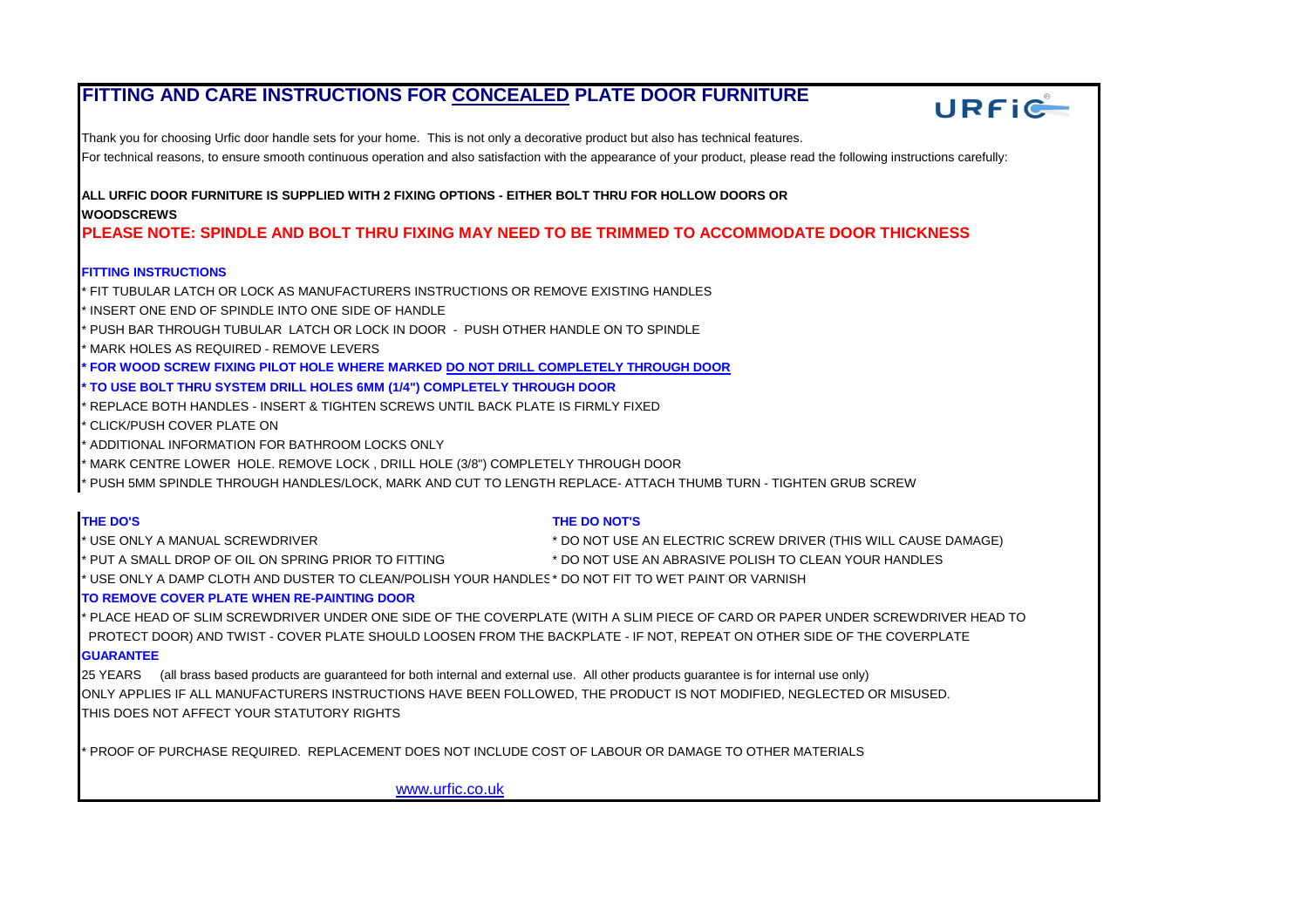# FITTING AND CARE INSTRUCTIONS FOR CONCEALED PLATE DOOR FURNITURE

URFIC

Thank you for choosing Urfic door handle sets for your home. This is not only a decorative product but also has technical features.

For technical reasons, to ensure smooth continuous operation and also satisfaction with the appearance of your product, please read the following instructions carefully:

**ALL URFIC DOOR FURNITURE IS SUPPLIED WITH 2 FIXING OPTIONS - EITHER BOLT THRU FOR HOLLOW DOORS OR WOODSCREWS**

**PLEASE NOTE: SPINDLE AND BOLT THRU FIXING MAY NEED TO BE TRIMMED TO ACCOMMODATE DOOR THICKNESS**

### FITTING INSTRUCTIONS

* FIT TUBULAR LATCH OR LOCK AS MANUFACTURERS INSTRUCTIONS OR REMOVE EXISTING HANDLES
* INSERT ONE END OF SPINDLE INTO ONE SIDE OF HANDLE
* PUSH BAR THROUGH TUBULAR LATCH OR LOCK IN DOOR - PUSH OTHER HANDLE ON TO SPINDLE
* MARK HOLES AS REQUIRED - REMOVE LEVERS
* **FOR WOOD SCREW FIXING PILOT HOLE WHERE MARKED DO NOT DRILL COMPLETELY THROUGH DOOR**
* **TO USE BOLT THRU SYSTEM DRILL HOLES 6MM (1/4") COMPLETELY THROUGH DOOR**
* REPLACE BOTH HANDLES - INSERT & TIGHTEN SCREWS UNTIL BACK PLATE IS FIRMLY FIXED
* CLICK/PUSH COVER PLATE ON
* ADDITIONAL INFORMATION FOR BATHROOM LOCKS ONLY
* MARK CENTRE LOWER HOLE. REMOVE LOCK , DRILL HOLE (3/8") COMPLETELY THROUGH DOOR
* PUSH 5MM SPINDLE THROUGH HANDLES/LOCK, MARK AND CUT TO LENGTH REPLACE- ATTACH THUMB TURN - TIGHTEN GRUB SCREW

### THE DO'S

* USE ONLY A MANUAL SCREWDRIVER
* PUT A SMALL DROP OF OIL ON SPRING PRIOR TO FITTING
* USE ONLY A DAMP CLOTH AND DUSTER TO CLEAN/POLISH YOUR HANDLES

### THE DO NOT'S

* DO NOT USE AN ELECTRIC SCREW DRIVER (THIS WILL CAUSE DAMAGE)
* DO NOT USE AN ABRASIVE POLISH TO CLEAN YOUR HANDLES
* DO NOT FIT TO WET PAINT OR VARNISH

### TO REMOVE COVER PLATE WHEN RE-PAINTING DOOR

* PLACE HEAD OF SLIM SCREWDRIVER UNDER ONE SIDE OF THE COVERPLATE (WITH A SLIM PIECE OF CARD OR PAPER UNDER SCREWDRIVER HEAD TO PROTECT DOOR) AND TWIST - COVER PLATE SHOULD LOOSEN FROM THE BACKPLATE - IF NOT, REPEAT ON OTHER SIDE OF THE COVERPLATE

### GUARANTEE

25 YEARS (all brass based products are guaranteed for both internal and external use. All other products guarantee is for internal use only)

ONLY APPLIES IF ALL MANUFACTURERS INSTRUCTIONS HAVE BEEN FOLLOWED, THE PRODUCT IS NOT MODIFIED, NEGLECTED OR MISUSED.

THIS DOES NOT AFFECT YOUR STATUTORY RIGHTS

* PROOF OF PURCHASE REQUIRED. REPLACEMENT DOES NOT INCLUDE COST OF LABOUR OR DAMAGE TO OTHER MATERIALS

www.urfic.co.uk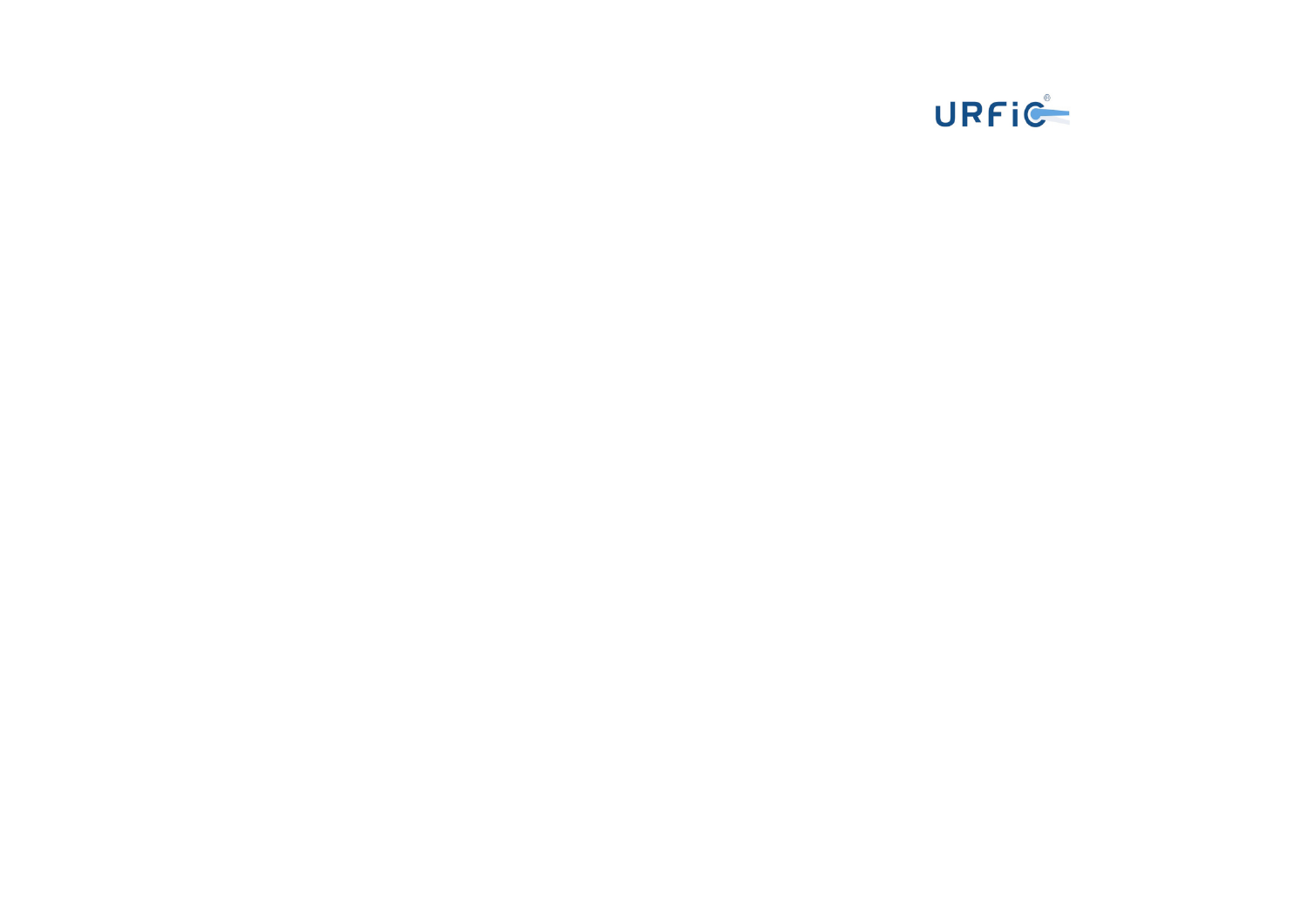URFIC®